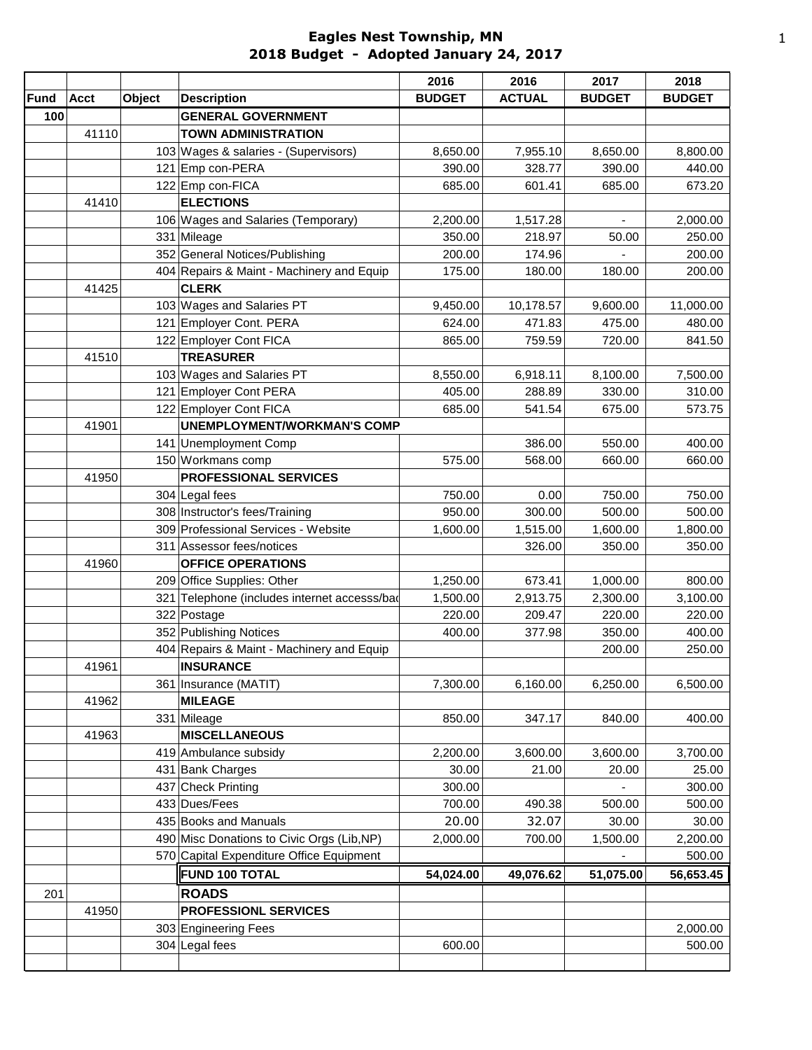# Eagles Nest Township, MN
## 2018 Budget - Adopted January 24, 2017

| Fund | Acct | Object | Description | 2016 BUDGET | 2016 ACTUAL | 2017 BUDGET | 2018 BUDGET |
|---|---|---|---|---|---|---|---|
| 100 | | | **GENERAL GOVERNMENT** | | | | |
| | 41110 | | **TOWN ADMINISTRATION** | | | | |
| | | 103 | Wages & salaries - (Supervisors) | 8,650.00 | 7,955.10 | 8,650.00 | 8,800.00 |
| | | 121 | Emp con-PERA | 390.00 | 328.77 | 390.00 | 440.00 |
| | | 122 | Emp con-FICA | 685.00 | 601.41 | 685.00 | 673.20 |
| | 41410 | | **ELECTIONS** | | | | |
| | | 106 | Wages and Salaries (Temporary) | 2,200.00 | 1,517.28 | - | 2,000.00 |
| | | 331 | Mileage | 350.00 | 218.97 | 50.00 | 250.00 |
| | | 352 | General Notices/Publishing | 200.00 | 174.96 | - | 200.00 |
| | | 404 | Repairs & Maint - Machinery and Equip | 175.00 | 180.00 | 180.00 | 200.00 |
| | 41425 | | **CLERK** | | | | |
| | | 103 | Wages and Salaries PT | 9,450.00 | 10,178.57 | 9,600.00 | 11,000.00 |
| | | 121 | Employer Cont. PERA | 624.00 | 471.83 | 475.00 | 480.00 |
| | | 122 | Employer Cont FICA | 865.00 | 759.59 | 720.00 | 841.50 |
| | 41510 | | **TREASURER** | | | | |
| | | 103 | Wages and Salaries PT | 8,550.00 | 6,918.11 | 8,100.00 | 7,500.00 |
| | | 121 | Employer Cont PERA | 405.00 | 288.89 | 330.00 | 310.00 |
| | | 122 | Employer Cont FICA | 685.00 | 541.54 | 675.00 | 573.75 |
| | 41901 | | **UNEMPLOYMENT/WORKMAN'S COMP** | | | | |
| | | 141 | Unemployment Comp | | 386.00 | 550.00 | 400.00 |
| | | 150 | Workmans comp | 575.00 | 568.00 | 660.00 | 660.00 |
| | 41950 | | **PROFESSIONAL SERVICES** | | | | |
| | | 304 | Legal fees | 750.00 | 0.00 | 750.00 | 750.00 |
| | | 308 | Instructor's fees/Training | 950.00 | 300.00 | 500.00 | 500.00 |
| | | 309 | Professional Services - Website | 1,600.00 | 1,515.00 | 1,600.00 | 1,800.00 |
| | | 311 | Assessor fees/notices | | 326.00 | 350.00 | 350.00 |
| | 41960 | | **OFFICE OPERATIONS** | | | | |
| | | 209 | Office Supplies: Other | 1,250.00 | 673.41 | 1,000.00 | 800.00 |
| | | 321 | Telephone (includes internet accesss/ba | 1,500.00 | 2,913.75 | 2,300.00 | 3,100.00 |
| | | 322 | Postage | 220.00 | 209.47 | 220.00 | 220.00 |
| | | 352 | Publishing Notices | 400.00 | 377.98 | 350.00 | 400.00 |
| | | 404 | Repairs & Maint - Machinery and Equip | | | 200.00 | 250.00 |
| | 41961 | | **INSURANCE** | | | | |
| | | 361 | Insurance (MATIT) | 7,300.00 | 6,160.00 | 6,250.00 | 6,500.00 |
| | 41962 | | **MILEAGE** | | | | |
| | | 331 | Mileage | 850.00 | 347.17 | 840.00 | 400.00 |
| | 41963 | | **MISCELLANEOUS** | | | | |
| | | 419 | Ambulance subsidy | 2,200.00 | 3,600.00 | 3,600.00 | 3,700.00 |
| | | 431 | Bank Charges | 30.00 | 21.00 | 20.00 | 25.00 |
| | | 437 | Check Printing | 300.00 | | - | 300.00 |
| | | 433 | Dues/Fees | 700.00 | 490.38 | 500.00 | 500.00 |
| | | 435 | Books and Manuals | 20.00 | 32.07 | 30.00 | 30.00 |
| | | 490 | Misc Donations to Civic Orgs (Lib,NP) | 2,000.00 | 700.00 | 1,500.00 | 2,200.00 |
| | | 570 | Capital Expenditure Office Equipment | | | - | 500.00 |
| | | | **FUND 100 TOTAL** | **54,024.00** | **49,076.62** | **51,075.00** | **56,653.45** |
| 201 | | | **ROADS** | | | | |
| | 41950 | | **PROFESSIONL SERVICES** | | | | |
| | | 303 | Engineering Fees | | | | 2,000.00 |
| | | 304 | Legal fees | 600.00 | | | 500.00 |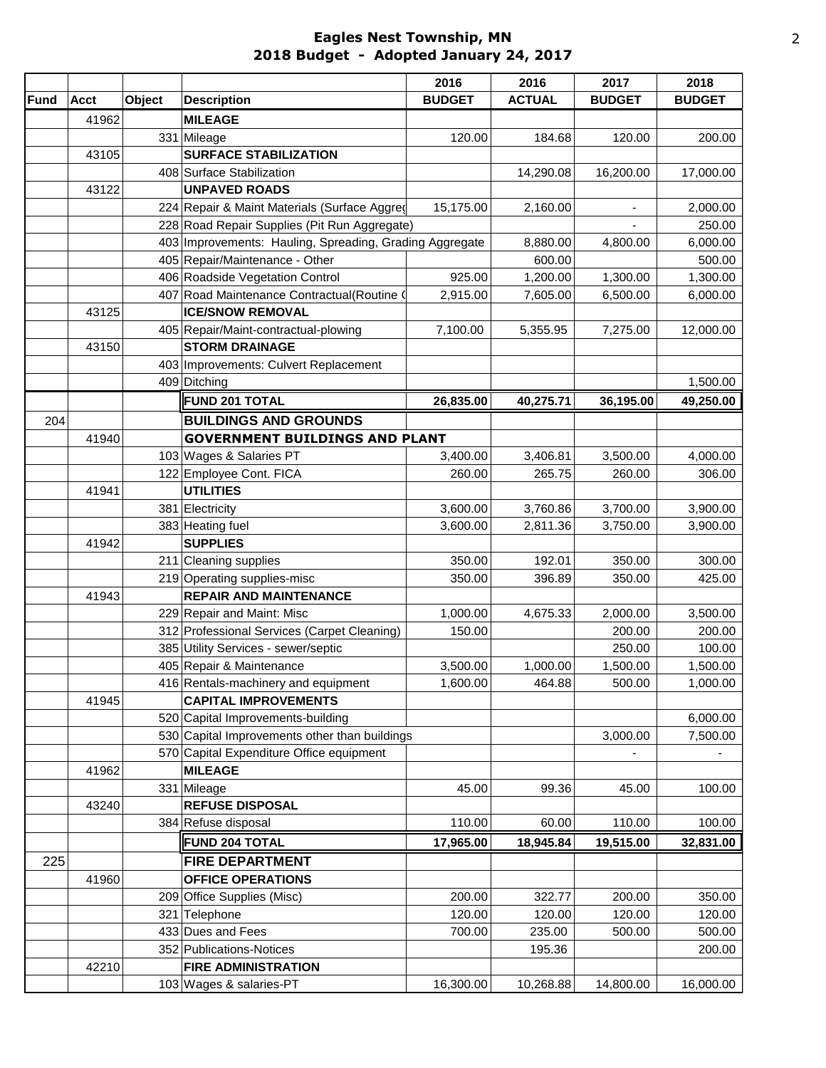# Eagles Nest Township, MN
## 2018 Budget - Adopted January 24, 2017

| Fund | Acct | Object | Description | 2016 BUDGET | 2016 ACTUAL | 2017 BUDGET | 2018 BUDGET |
|---|---|---|---|---|---|---|---|
| | 41962 | | **MILEAGE** | | | | |
| | | 331 | Mileage | 120.00 | 184.68 | 120.00 | 200.00 |
| | 43105 | | **SURFACE STABILIZATION** | | | | |
| | | 408 | Surface Stabilization | | 14,290.08 | 16,200.00 | 17,000.00 |
| | 43122 | | **UNPAVED ROADS** | | | | |
| | | 224 | Repair & Maint Materials (Surface Aggreg | 15,175.00 | 2,160.00 | - | 2,000.00 |
| | | 228 | Road Repair Supplies (Pit Run Aggregate) | | | - | 250.00 |
| | | 403 | Improvements: Hauling, Spreading, Grading Aggregate | | 8,880.00 | 4,800.00 | 6,000.00 |
| | | 405 | Repair/Maintenance - Other | | 600.00 | | 500.00 |
| | | 406 | Roadside Vegetation Control | 925.00 | 1,200.00 | 1,300.00 | 1,300.00 |
| | | 407 | Road Maintenance Contractual(Routine ( | 2,915.00 | 7,605.00 | 6,500.00 | 6,000.00 |
| | 43125 | | **ICE/SNOW REMOVAL** | | | | |
| | | 405 | Repair/Maint-contractual-plowing | 7,100.00 | 5,355.95 | 7,275.00 | 12,000.00 |
| | 43150 | | **STORM DRAINAGE** | | | | |
| | | 403 | Improvements: Culvert Replacement | | | | |
| | | 409 | Ditching | | | | 1,500.00 |
| | | | **FUND 201 TOTAL** | **26,835.00** | **40,275.71** | **36,195.00** | **49,250.00** |
| 204 | | | **BUILDINGS AND GROUNDS** | | | | |
| | 41940 | | **GOVERNMENT BUILDINGS AND PLANT** | | | | |
| | | 103 | Wages & Salaries PT | 3,400.00 | 3,406.81 | 3,500.00 | 4,000.00 |
| | | 122 | Employee Cont. FICA | 260.00 | 265.75 | 260.00 | 306.00 |
| | 41941 | | **UTILITIES** | | | | |
| | | 381 | Electricity | 3,600.00 | 3,760.86 | 3,700.00 | 3,900.00 |
| | | 383 | Heating fuel | 3,600.00 | 2,811.36 | 3,750.00 | 3,900.00 |
| | 41942 | | **SUPPLIES** | | | | |
| | | 211 | Cleaning supplies | 350.00 | 192.01 | 350.00 | 300.00 |
| | | 219 | Operating supplies-misc | 350.00 | 396.89 | 350.00 | 425.00 |
| | 41943 | | **REPAIR AND MAINTENANCE** | | | | |
| | | 229 | Repair and Maint: Misc | 1,000.00 | 4,675.33 | 2,000.00 | 3,500.00 |
| | | 312 | Professional Services (Carpet Cleaning) | 150.00 | | 200.00 | 200.00 |
| | | 385 | Utility Services - sewer/septic | | | 250.00 | 100.00 |
| | | 405 | Repair & Maintenance | 3,500.00 | 1,000.00 | 1,500.00 | 1,500.00 |
| | | 416 | Rentals-machinery and equipment | 1,600.00 | 464.88 | 500.00 | 1,000.00 |
| | 41945 | | **CAPITAL IMPROVEMENTS** | | | | |
| | | 520 | Capital Improvements-building | | | | 6,000.00 |
| | | 530 | Capital Improvements other than buildings | | | 3,000.00 | 7,500.00 |
| | | 570 | Capital Expenditure Office equipment | | | - | - |
| | 41962 | | **MILEAGE** | | | | |
| | | 331 | Mileage | 45.00 | 99.36 | 45.00 | 100.00 |
| | 43240 | | **REFUSE DISPOSAL** | | | | |
| | | 384 | Refuse disposal | 110.00 | 60.00 | 110.00 | 100.00 |
| | | | **FUND 204 TOTAL** | **17,965.00** | **18,945.84** | **19,515.00** | **32,831.00** |
| 225 | | | **FIRE DEPARTMENT** | | | | |
| | 41960 | | **OFFICE OPERATIONS** | | | | |
| | | 209 | Office Supplies (Misc) | 200.00 | 322.77 | 200.00 | 350.00 |
| | | 321 | Telephone | 120.00 | 120.00 | 120.00 | 120.00 |
| | | 433 | Dues and Fees | 700.00 | 235.00 | 500.00 | 500.00 |
| | | 352 | Publications-Notices | | 195.36 | | 200.00 |
| | 42210 | | **FIRE ADMINISTRATION** | | | | |
| | | 103 | Wages & salaries-PT | 16,300.00 | 10,268.88 | 14,800.00 | 16,000.00 |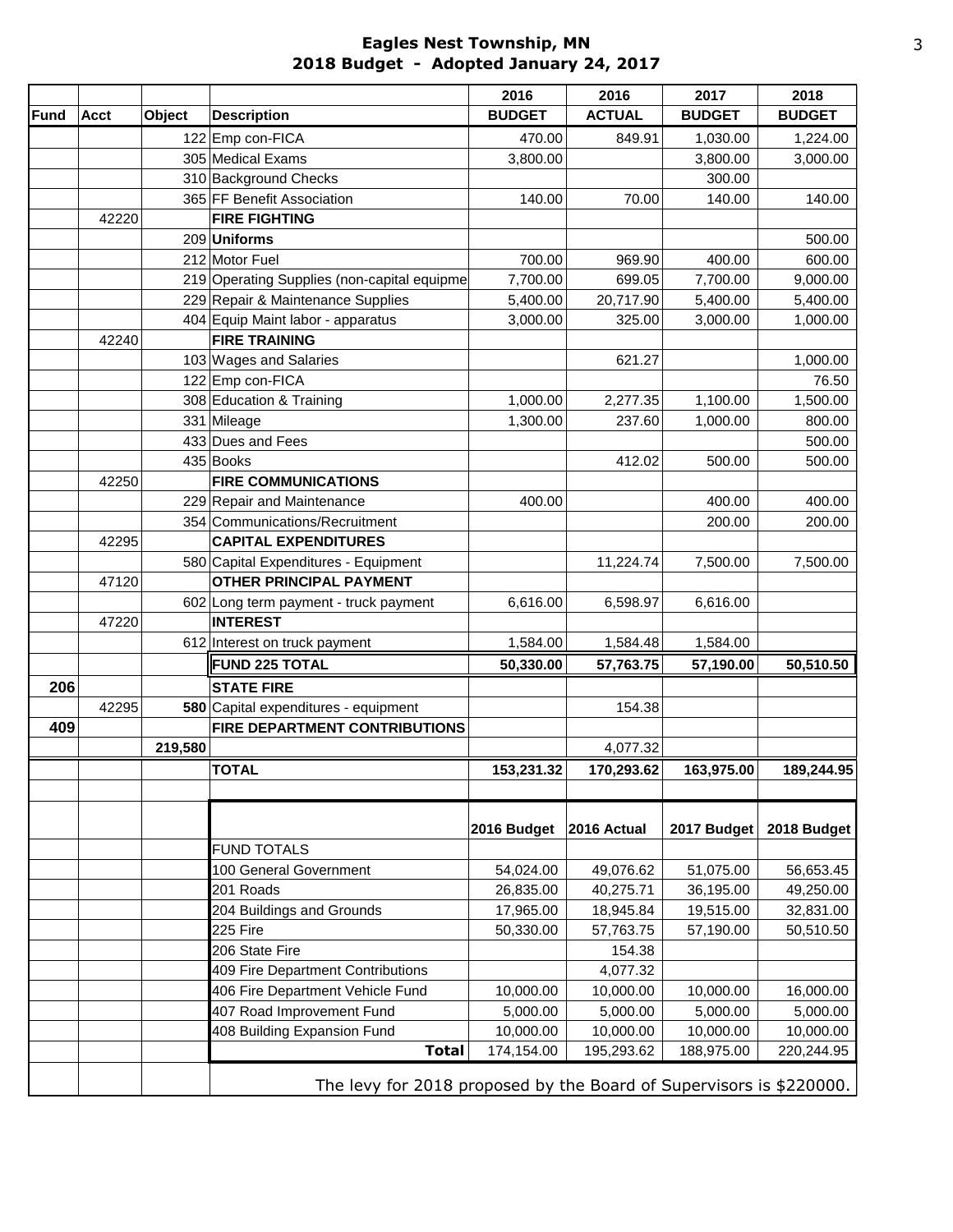# Eagles Nest Township, MN
## 2018 Budget - Adopted January 24, 2017

| Fund | Acct | Object | Description | 2016 BUDGET | 2016 ACTUAL | 2017 BUDGET | 2018 BUDGET |
|---|---|---|---|---|---|---|---|
| | | 122 | Emp con-FICA | 470.00 | 849.91 | 1,030.00 | 1,224.00 |
| | | 305 | Medical Exams | 3,800.00 | | 3,800.00 | 3,000.00 |
| | | 310 | Background Checks | | | 300.00 | |
| | | 365 | FF Benefit Association | 140.00 | 70.00 | 140.00 | 140.00 |
| | 42220 | | **FIRE FIGHTING** | | | | |
| | | 209 | **Uniforms** | | | | 500.00 |
| | | 212 | Motor Fuel | 700.00 | 969.90 | 400.00 | 600.00 |
| | | 219 | Operating Supplies (non-capital equipme | 7,700.00 | 699.05 | 7,700.00 | 9,000.00 |
| | | 229 | Repair & Maintenance Supplies | 5,400.00 | 20,717.90 | 5,400.00 | 5,400.00 |
| | | 404 | Equip Maint labor - apparatus | 3,000.00 | 325.00 | 3,000.00 | 1,000.00 |
| | 42240 | | **FIRE TRAINING** | | | | |
| | | 103 | Wages and Salaries | | 621.27 | | 1,000.00 |
| | | 122 | Emp con-FICA | | | | 76.50 |
| | | 308 | Education & Training | 1,000.00 | 2,277.35 | 1,100.00 | 1,500.00 |
| | | 331 | Mileage | 1,300.00 | 237.60 | 1,000.00 | 800.00 |
| | | 433 | Dues and Fees | | | | 500.00 |
| | | 435 | Books | | 412.02 | 500.00 | 500.00 |
| | 42250 | | **FIRE COMMUNICATIONS** | | | | |
| | | 229 | Repair and Maintenance | 400.00 | | 400.00 | 400.00 |
| | | 354 | Communications/Recruitment | | | 200.00 | 200.00 |
| | 42295 | | **CAPITAL EXPENDITURES** | | | | |
| | | 580 | Capital Expenditures - Equipment | | 11,224.74 | 7,500.00 | 7,500.00 |
| | 47120 | | **OTHER PRINCIPAL PAYMENT** | | | | |
| | | 602 | Long term payment - truck payment | 6,616.00 | 6,598.97 | 6,616.00 | |
| | 47220 | | **INTEREST** | | | | |
| | | 612 | Interest on truck payment | 1,584.00 | 1,584.48 | 1,584.00 | |
| | | | **FUND 225 TOTAL** | **50,330.00** | **57,763.75** | **57,190.00** | **50,510.50** |
| **206** | | | **STATE FIRE** | | | | |
| | 42295 | **580** | Capital expenditures - equipment | | 154.38 | | |
| **409** | | | **FIRE DEPARTMENT CONTRIBUTIONS** | | | | |
| | | **219,580** | | | 4,077.32 | | |
| | | | **TOTAL** | **153,231.32** | **170,293.62** | **163,975.00** | **189,244.95** |

| | 2016 Budget | 2016 Actual | 2017 Budget | 2018 Budget |
|---|---|---|---|---|
| FUND TOTALS | | | | |
| 100 General Government | 54,024.00 | 49,076.62 | 51,075.00 | 56,653.45 |
| 201 Roads | 26,835.00 | 40,275.71 | 36,195.00 | 49,250.00 |
| 204 Buildings and Grounds | 17,965.00 | 18,945.84 | 19,515.00 | 32,831.00 |
| 225 Fire | 50,330.00 | 57,763.75 | 57,190.00 | 50,510.50 |
| 206 State Fire | | 154.38 | | |
| 409 Fire Department Contributions | | 4,077.32 | | |
| 406 Fire Department Vehicle Fund | 10,000.00 | 10,000.00 | 10,000.00 | 16,000.00 |
| 407 Road Improvement Fund | 5,000.00 | 5,000.00 | 5,000.00 | 5,000.00 |
| 408 Building Expansion Fund | 10,000.00 | 10,000.00 | 10,000.00 | 10,000.00 |
| **Total** | 174,154.00 | 195,293.62 | 188,975.00 | 220,244.95 |

The levy for 2018 proposed by the Board of Supervisors is $220000.